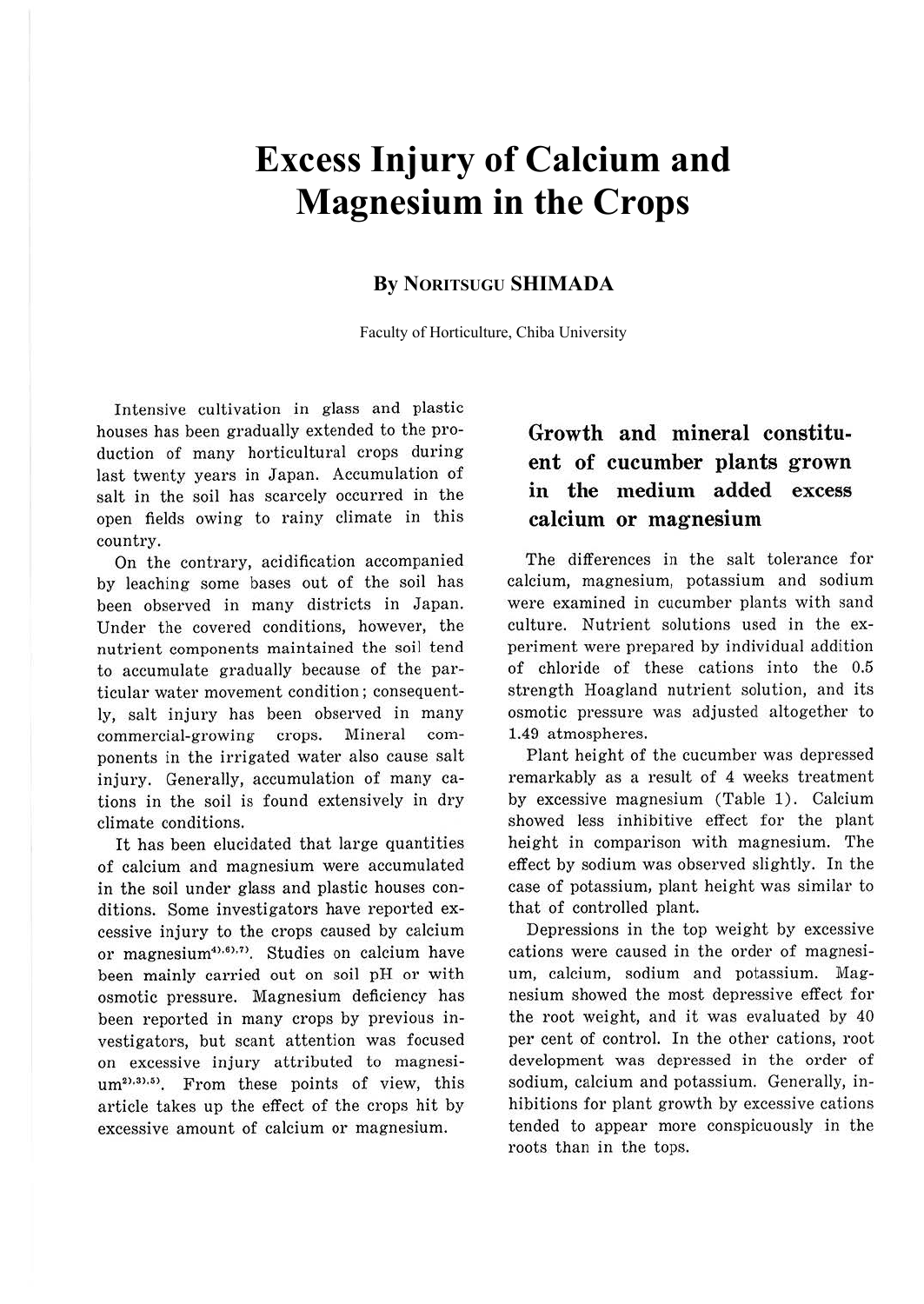# Excess Injury of Calcium and Magnesium in the Crops

**By NORITSUGU SHIMADA**

Faculty of Horticulture, Chiba University

Intensive cultivation in glass and plastic houses has been gradually extended to the production of many horticultural crops during last twenty years in Japan. Accumulation of salt in the soil has scarcely occurred in the open fields owing to rainy climate in this country.

On the contrary, acidification accompanied by leaching some bases out of the soil has been observed in many districts in Japan. Under the covered conditions, however, the nutrient components maintained the soil tend to accumulate gradually because of the particular water movement condition; consequently, salt injury has been observed in many commercial-growing crops. Mineral components in the irrigated water also cause salt injury. Generally, accumulation of many cations in the soil is found extensively in dry climate conditions.

It has been elucidated that large quantities of calcium and magnesium were accumulated in the soil under glass and plastic houses conditions. Some investigators have reported excessive injury to the crops caused by calcium or magnesium[4),6),7)]. Studies on calcium have been mainly carried out on soil pH or with osmotic pressure. Magnesium deficiency has been reported in many crops by previous investigators, but scant attention was focused on excessive injury attributed to magnesium[2),3),5)]. From these points of view, this article takes up the effect of the crops hit by excessive amount of calcium or magnesium.

## Growth and mineral constituent of cucumber plants grown in the medium added excess calcium or magnesium

The differences in the salt tolerance for calcium, magnesium, potassium and sodium were examined in cucumber plants with sand culture. Nutrient solutions used in the experiment were prepared by individual addition of chloride of these cations into the 0.5 strength Hoagland nutrient solution, and its osmotic pressure was adjusted altogether to 1.49 atmospheres.

Plant height of the cucumber was depressed remarkably as a result of 4 weeks treatment by excessive magnesium (Table 1). Calcium showed less inhibitive effect for the plant height in comparison with magnesium. The effect by sodium was observed slightly. In the case of potassium, plant height was similar to that of controlled plant.

Depressions in the top weight by excessive cations were caused in the order of magnesium, calcium, sodium and potassium. Magnesium showed the most depressive effect for the root weight, and it was evaluated by 40 per cent of control. In the other cations, root development was depressed in the order of sodium, calcium and potassium. Generally, inhibitions for plant growth by excessive cations tended to appear more conspicuously in the roots than in the tops.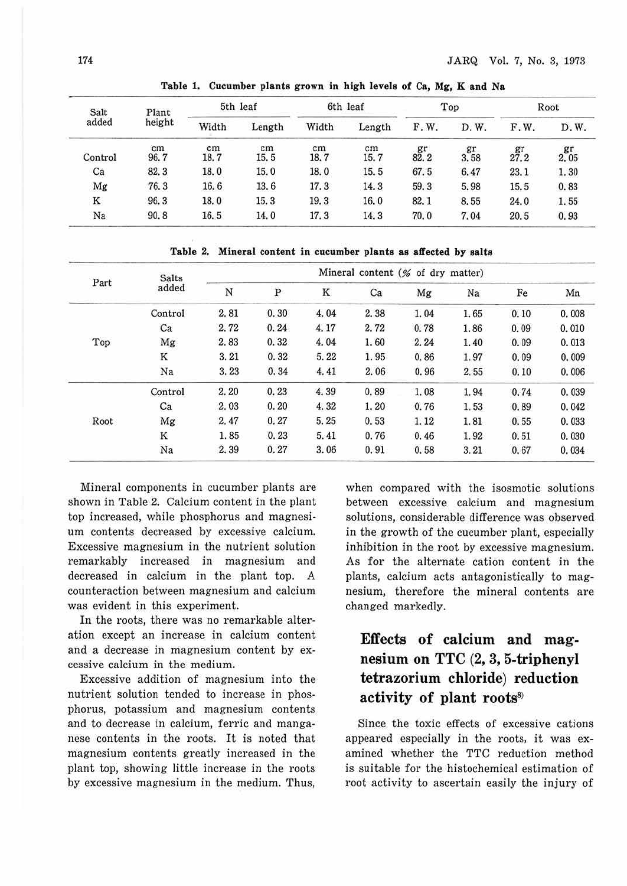**Table 1. Cucumber plants grown in high levels of Ca, Mg, K and Na**

| Salt added | Plant height | 5th leaf | | 6th leaf | | Top | | Root | |
|---|---|---|---|---|---|---|---|---|---|
| | | Width | Length | Width | Length | F.W. | D.W. | F.W. | D.W. |
| | cm | cm | cm | cm | cm | gr | gr | gr | gr |
| Control | 96.7 | 18.7 | 15.5 | 18.7 | 15.7 | 82.2 | 3.58 | 27.2 | 2.05 |
| Ca | 82.3 | 18.0 | 15.0 | 18.0 | 15.5 | 67.5 | 6.47 | 23.1 | 1.30 |
| Mg | 76.3 | 16.6 | 13.6 | 17.3 | 14.3 | 59.3 | 5.98 | 15.5 | 0.83 |
| K | 96.3 | 18.0 | 15.3 | 19.3 | 16.0 | 82.1 | 8.55 | 24.0 | 1.55 |
| Na | 90.8 | 16.5 | 14.0 | 17.3 | 14.3 | 70.0 | 7.04 | 20.5 | 0.93 |

**Table 2. Mineral content in cucumber plants as affected by salts**

| Part | Salts added | Mineral content (% of dry matter) | | | | | | | |
|---|---|---|---|---|---|---|---|---|---|
| | | N | P | K | Ca | Mg | Na | Fe | Mn |
| Top | Control | 2.81 | 0.30 | 4.04 | 2.38 | 1.04 | 1.65 | 0.10 | 0.008 |
| | Ca | 2.72 | 0.24 | 4.17 | 2.72 | 0.78 | 1.86 | 0.09 | 0.010 |
| | Mg | 2.83 | 0.32 | 4.04 | 1.60 | 2.24 | 1.40 | 0.09 | 0.013 |
| | K | 3.21 | 0.32 | 5.22 | 1.95 | 0.86 | 1.97 | 0.09 | 0.009 |
| | Na | 3.23 | 0.34 | 4.41 | 2.06 | 0.96 | 2.55 | 0.10 | 0.006 |
| Root | Control | 2.20 | 0.23 | 4.39 | 0.89 | 1.08 | 1.94 | 0.74 | 0.039 |
| | Ca | 2.03 | 0.20 | 4.32 | 1.20 | 0.76 | 1.53 | 0.89 | 0.042 |
| | Mg | 2.47 | 0.27 | 5.25 | 0.53 | 1.12 | 1.81 | 0.55 | 0.033 |
| | K | 1.85 | 0.23 | 5.41 | 0.76 | 0.46 | 1.92 | 0.51 | 0.030 |
| | Na | 2.39 | 0.27 | 3.06 | 0.91 | 0.58 | 3.21 | 0.67 | 0.034 |

Mineral components in cucumber plants are shown in Table 2. Calcium content in the plant top increased, while phosphorus and magnesium contents decreased by excessive calcium. Excessive magnesium in the nutrient solution remarkably increased in magnesium and decreased in calcium in the plant top. A counteraction between magnesium and calcium was evident in this experiment.

In the roots, there was no remarkable alteration except an increase in calcium content and a decrease in magnesium content by excessive calcium in the medium.

Excessive addition of magnesium into the nutrient solution tended to increase in phosphorus, potassium and magnesium contents and to decrease in calcium, ferric and manganese contents in the roots. It is noted that magnesium contents greatly increased in the plant top, showing little increase in the roots by excessive magnesium in the medium. Thus, when compared with the isosmotic solutions between excessive calcium and magnesium solutions, considerable difference was observed in the growth of the cucumber plant, especially inhibition in the root by excessive magnesium. As for the alternate cation content in the plants, calcium acts antagonistically to magnesium, therefore the mineral contents are changed markedly.

## Effects of calcium and magnesium on TTC (2, 3, 5-triphenyl tetrazorium chloride) reduction activity of plant roots[8]

Since the toxic effects of excessive cations appeared especially in the roots, it was examined whether the TTC reduction method is suitable for the histochemical estimation of root activity to ascertain easily the injury of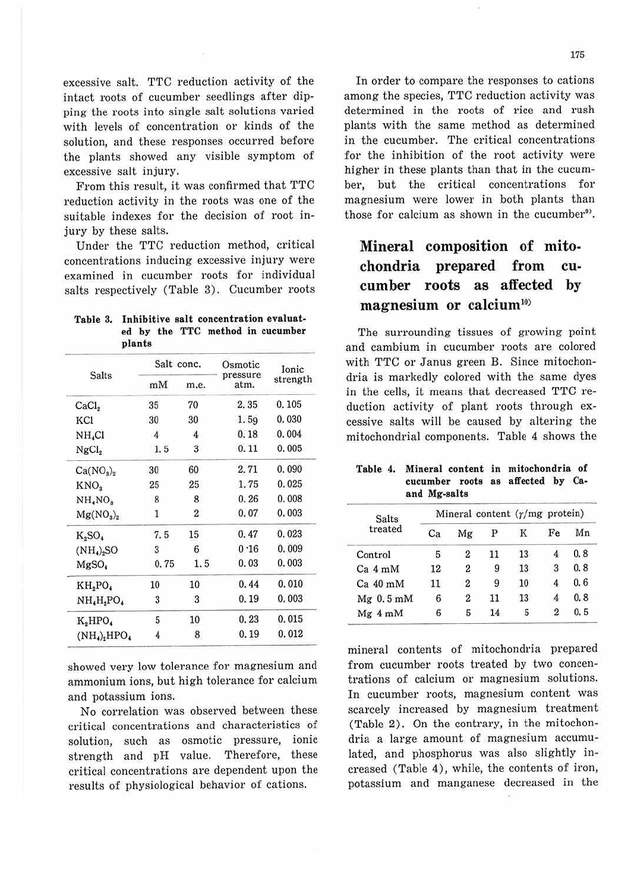excessive salt. TTC reduction activity of the intact roots of cucumber seedlings after dipping the roots into single salt solutions varied with levels of concentration or kinds of the solution, and these responses occurred before the plants showed any visible symptom of excessive salt injury.

From this result, it was confirmed that TTC reduction activity in the roots was one of the suitable indexes for the decision of root injury by these salts.

Under the TTC reduction method, critical concentrations inducing excessive injury were examined in cucumber roots for individual salts respectively (Table 3). Cucumber roots showed very low tolerance for magnesium and ammonium ions, but high tolerance for calcium and potassium ions.

**Table 3. Inhibitive salt concentration evaluated by the TTC method in cucumber plants**

| Salts | Salt conc. | | Osmotic pressure atm. | Ionic strength |
|---|---|---|---|---|
| | mM | m.e. | | |
| $CaCl_2$ | 35 | 70 | 2.35 | 0.105 |
| KCl | 30 | 30 | 1.59 | 0.030 |
| $NH_4Cl$ | 4 | 4 | 0.18 | 0.004 |
| $NgCl_2$ | 1.5 | 3 | 0.11 | 0.005 |
| $Ca(NO_3)_2$ | 30 | 60 | 2.71 | 0.090 |
| $KNO_3$ | 25 | 25 | 1.75 | 0.025 |
| $NH_4NO_3$ | 8 | 8 | 0.26 | 0.008 |
| $Mg(NO_3)_2$ | 1 | 2 | 0.07 | 0.003 |
| $K_2SO_4$ | 7.5 | 15 | 0.47 | 0.023 |
| $(NH_4)_2SO$ | 3 | 6 | 0.16 | 0.009 |
| $MgSO_4$ | 0.75 | 1.5 | 0.03 | 0.003 |
| $KH_2PO_4$ | 10 | 10 | 0.44 | 0.010 |
| $NH_4H_2PO_4$ | 3 | 3 | 0.19 | 0.003 |
| $K_2HPO_4$ | 5 | 10 | 0.23 | 0.015 |
| $(NH_4)_2HPO_4$ | 4 | 8 | 0.19 | 0.012 |

No correlation was observed between these critical concentrations and characteristics of solution, such as osmotic pressure, ionic strength and pH value. Therefore, these critical concentrations are dependent upon the results of physiological behavior of cations.

In order to compare the responses to cations among the species, TTC reduction activity was determined in the roots of rice and rush plants with the same method as determined in the cucumber. The critical concentrations for the inhibition of the root activity were higher in these plants than that in the cucumber, but the critical concentrations for magnesium were lower in both plants than those for calcium as shown in the cucumber[9].

## Mineral composition of mitochondria prepared from cucumber roots as affected by magnesium or calcium[10]

The surrounding tissues of growing point and cambium in cucumber roots are colored with TTC or Janus green B. Since mitochondria is markedly colored with the same dyes in the cells, it means that decreased TTC reduction activity of plant roots through excessive salts will be caused by altering the mitochondrial components. Table 4 shows the mineral contents of mitochondria prepared from cucumber roots treated by two concentrations of calcium or magnesium solutions. In cucumber roots, magnesium content was scarcely increased by magnesium treatment (Table 2). On the contrary, in the mitochondria a large amount of magnesium accumulated, and phosphorus was also slightly increased (Table 4), while, the contents of iron, potassium and manganese decreased in the

**Table 4. Mineral content in mitochondria of cucumber roots as affected by Ca- and Mg-salts**

| Salts treated | Mineral content ($\gamma$/mg protein) | | | | | |
|---|---|---|---|---|---|---|
| | Ca | Mg | P | K | Fe | Mn |
| Control | 5 | 2 | 11 | 13 | 4 | 0.8 |
| Ca 4 mM | 12 | 2 | 9 | 13 | 3 | 0.8 |
| Ca 40 mM | 11 | 2 | 9 | 10 | 4 | 0.6 |
| Mg 0.5 mM | 6 | 2 | 11 | 13 | 4 | 0.8 |
| Mg 4 mM | 6 | 5 | 14 | 5 | 2 | 0.5 |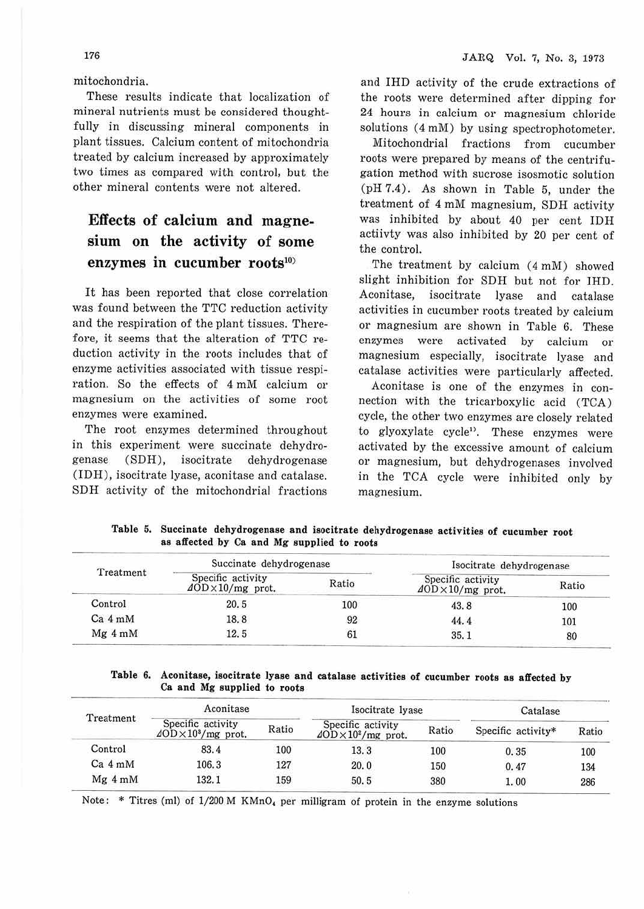mitochondria.

These results indicate that localization of mineral nutrients must be considered thoughtfully in discussing mineral components in plant tissues. Calcium content of mitochondria treated by calcium increased by approximately two times as compared with control, but the other mineral contents were not altered.

## Effects of calcium and magnesium on the activity of some enzymes in cucumber roots[10]

It has been reported that close correlation was found between the TTC reduction activity and the respiration of the plant tissues. Therefore, it seems that the alteration of TTC reduction activity in the roots includes that of enzyme activities associated with tissue respiration. So the effects of 4 mM calcium or magnesium on the activities of some root enzymes were examined.

The root enzymes determined throughout in this experiment were succinate dehydrogenase (SDH), isocitrate dehydrogenase (IDH), isocitrate lyase, aconitase and catalase. SDH activity of the mitochondrial fractions and IHD activity of the crude extractions of the roots were determined after dipping for 24 hours in calcium or magnesium chloride solutions (4 mM) by using spectrophotometer.

Mitochondrial fractions from cucumber roots were prepared by means of the centrifugation method with sucrose isosmotic solution (pH 7.4). As shown in Table 5, under the treatment of 4 mM magnesium, SDH activity was inhibited by about 40 per cent IDH actiivty was also inhibited by 20 per cent of the control.

The treatment by calcium (4 mM) showed slight inhibition for SDH but not for IHD. Aconitase, isocitrate lyase and catalase activities in cucumber roots treated by calcium or magnesium are shown in Table 6. These enzymes were activated by calcium or magnesium especially, isocitrate lyase and catalase activities were particularly affected.

Aconitase is one of the enzymes in connection with the tricarboxylic acid (TCA) cycle, the other two enzymes are closely related to glyoxylate cycle[11]. These enzymes were activated by the excessive amount of calcium or magnesium, but dehydrogenases involved in the TCA cycle were inhibited only by magnesium.

**Table 5. Succinate dehydrogenase and isocitrate dehydrogenase activities of cucumber root as affected by Ca and Mg supplied to roots**

| Treatment | Succinate dehydrogenase | | Isocitrate dehydrogenase | |
|---|---|---|---|---|
| | Specific activity $\Delta OD \times 10$/mg prot. | Ratio | Specific activity $\Delta OD \times 10$/mg prot. | Ratio |
| Control | 20.5 | 100 | 43.8 | 100 |
| Ca 4 mM | 18.8 | 92 | 44.4 | 101 |
| Mg 4 mM | 12.5 | 61 | 35.1 | 80 |

**Table 6. Aconitase, isocitrate lyase and catalase activities of cucumber roots as affected by Ca and Mg supplied to roots**

| Treatment | Aconitase | | Isocitrate lyase | | Catalase | |
|---|---|---|---|---|---|---|
| | Specific activity $\Delta OD \times 10^3$/mg prot. | Ratio | Specific activity $\Delta OD \times 10^2$/mg prot. | Ratio | Specific activity* | Ratio |
| Control | 83.4 | 100 | 13.3 | 100 | 0.35 | 100 |
| Ca 4 mM | 106.3 | 127 | 20.0 | 150 | 0.47 | 134 |
| Mg 4 mM | 132.1 | 159 | 50.5 | 380 | 1.00 | 286 |

Note: * Titres (ml) of 1/200 M $KMnO_4$ per milligram of protein in the enzyme solutions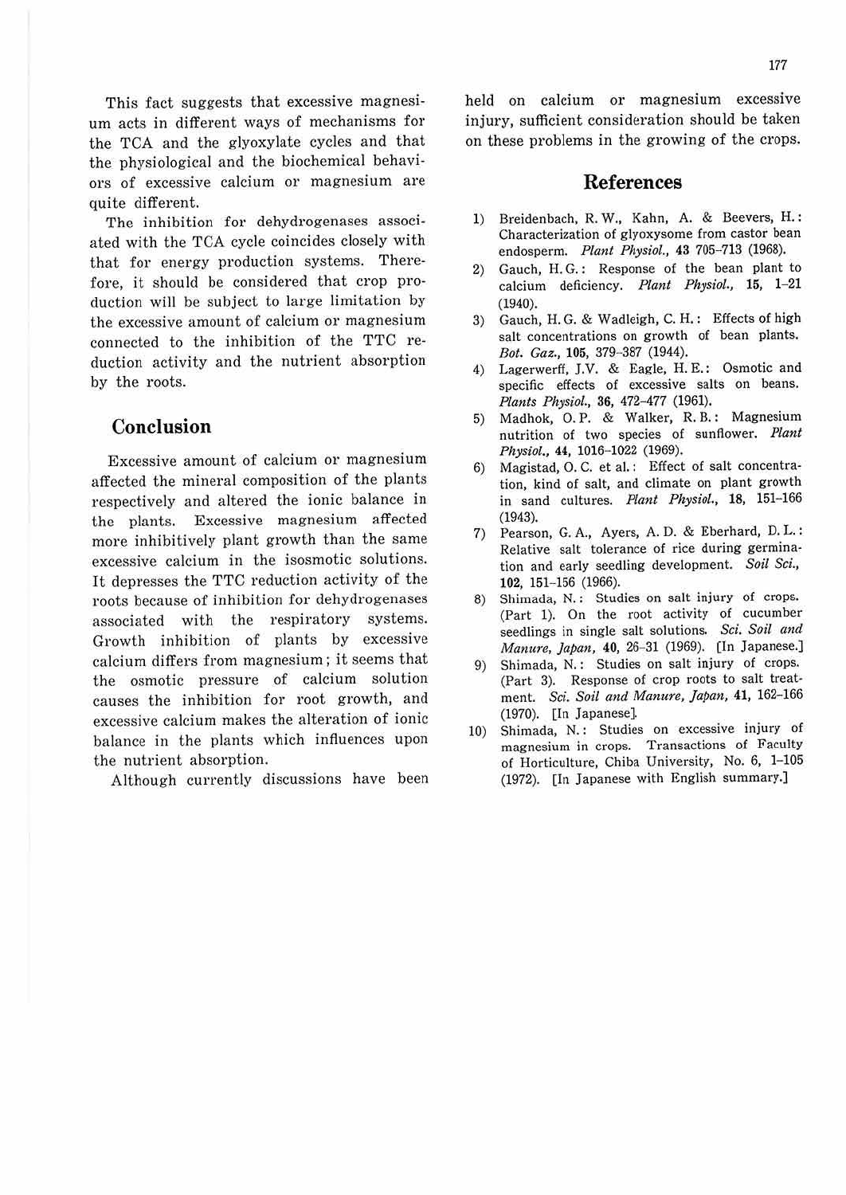This fact suggests that excessive magnesium acts in different ways of mechanisms for the TCA and the glyoxylate cycles and that the physiological and the biochemical behaviors of excessive calcium or magnesium are quite different.

The inhibition for dehydrogenases associated with the TCA cycle coincides closely with that for energy production systems. Therefore, it should be considered that crop production will be subject to large limitation by the excessive amount of calcium or magnesium connected to the inhibition of the TTC reduction activity and the nutrient absorption by the roots.

## Conclusion

Excessive amount of calcium or magnesium affected the mineral composition of the plants respectively and altered the ionic balance in the plants. Excessive magnesium affected more inhibitively plant growth than the same excessive calcium in the isosmotic solutions. It depresses the TTC reduction activity of the roots because of inhibition for dehydrogenases associated with the respiratory systems. Growth inhibition of plants by excessive calcium differs from magnesium; it seems that the osmotic pressure of calcium solution causes the inhibition for root growth, and excessive calcium makes the alteration of ionic balance in the plants which influences upon the nutrient absorption.

Although currently discussions have been held on calcium or magnesium excessive injury, sufficient consideration should be taken on these problems in the growing of the crops.

## References

1) Breidenbach, R. W., Kahn, A. & Beevers, H.: Characterization of glyoxysome from castor bean endosperm. *Plant Physiol.*, **43** 705–713 (1968).
2) Gauch, H. G.: Response of the bean plant to calcium deficiency. *Plant Physiol.*, **15**, 1–21 (1940).
3) Gauch, H. G. & Wadleigh, C. H.: Effects of high salt concentrations on growth of bean plants. *Bot. Gaz.*, **105**, 379–387 (1944).
4) Lagerwerff, J.V. & Eagle, H. E.: Osmotic and specific effects of excessive salts on beans. *Plants Physiol.*, **36**, 472–477 (1961).
5) Madhok, O. P. & Walker, R. B.: Magnesium nutrition of two species of sunflower. *Plant Physiol.*, **44**, 1016–1022 (1969).
6) Magistad, O. C. et al.: Effect of salt concentration, kind of salt, and climate on plant growth in sand cultures. *Plant Physiol.*, **18**, 151–166 (1943).
7) Pearson, G. A., Ayers, A. D. & Eberhard, D. L.: Relative salt tolerance of rice during germination and early seedling development. *Soil Sci.*, **102**, 151–156 (1966).
8) Shimada, N.: Studies on salt injury of crops. (Part 1). On the root activity of cucumber seedlings in single salt solutions. *Sci. Soil and Manure, Japan*, **40**, 26–31 (1969). [In Japanese.]
9) Shimada, N.: Studies on salt injury of crops. (Part 3). Response of crop roots to salt treatment. *Sci. Soil and Manure, Japan*, **41**, 162–166 (1970). [In Japanese]
10) Shimada, N.: Studies on excessive injury of magnesium in crops. Transactions of Faculty of Horticulture, Chiba University, No. 6, 1–105 (1972). [In Japanese with English summary.]